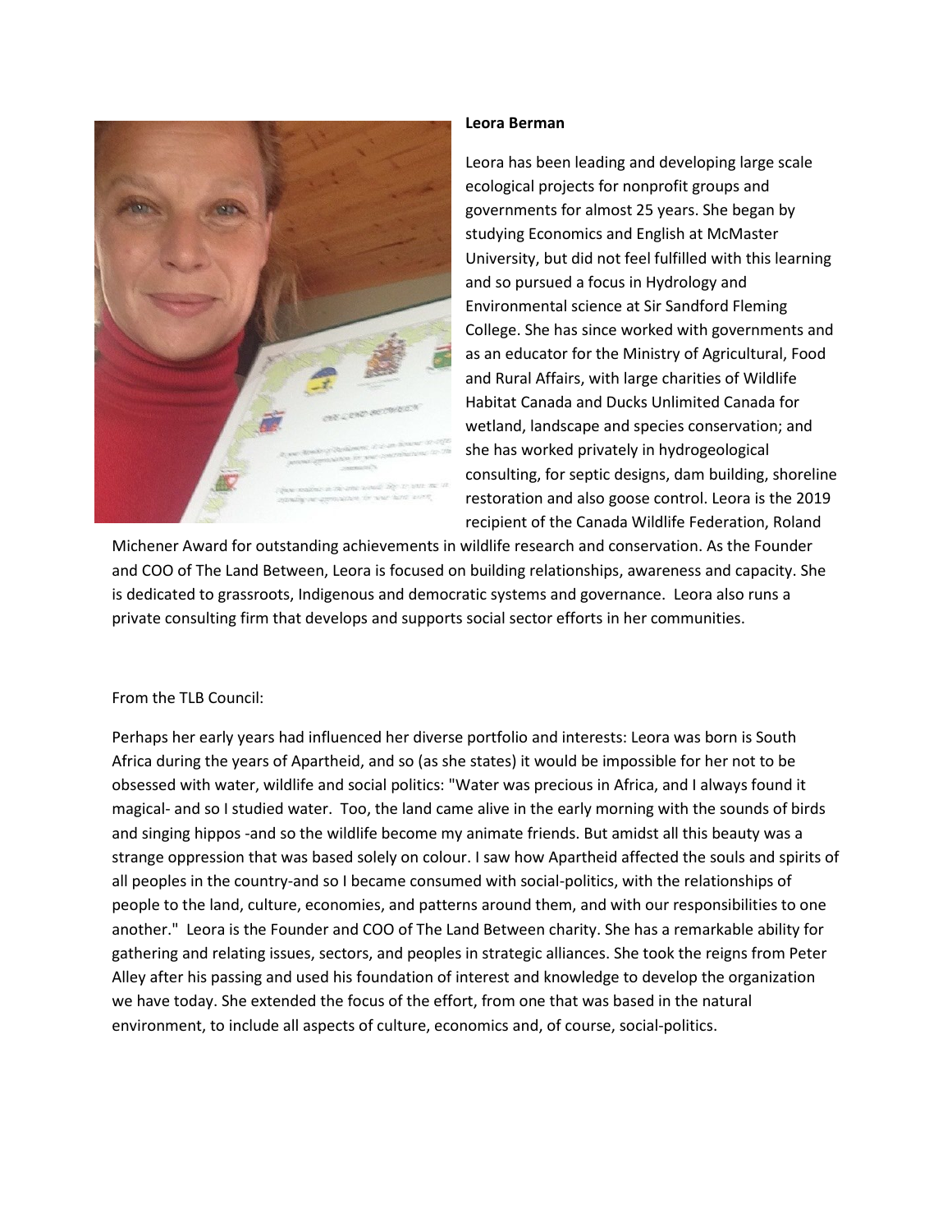**Leora Berman**

Leora has been leading and developing large scale ecological projects for nonprofit groups and governments for almost 25 years. She began by studying Economics and English at McMaster University, but did not feel fulfilled with this learning and so pursued a focus in Hydrology and Environmental science at Sir Sandford Fleming College. She has since worked with governments and as an educator for the Ministry of Agricultural, Food and Rural Affairs, with large charities of Wildlife Habitat Canada and Ducks Unlimited Canada for wetland, landscape and species conservation; and she has worked privately in hydrogeological consulting, for septic designs, dam building, shoreline restoration and also goose control. Leora is the 2019 recipient of the Canada Wildlife Federation, Roland Michener Award for outstanding achievements in wildlife research and conservation. As the Founder and COO of The Land Between, Leora is focused on building relationships, awareness and capacity. She is dedicated to grassroots, Indigenous and democratic systems and governance. Leora also runs a private consulting firm that develops and supports social sector efforts in her communities.

From the TLB Council:

Perhaps her early years had influenced her diverse portfolio and interests: Leora was born is South Africa during the years of Apartheid, and so (as she states) it would be impossible for her not to be obsessed with water, wildlife and social politics: "Water was precious in Africa, and I always found it magical- and so I studied water. Too, the land came alive in the early morning with the sounds of birds and singing hippos -and so the wildlife become my animate friends. But amidst all this beauty was a strange oppression that was based solely on colour. I saw how Apartheid affected the souls and spirits of all peoples in the country-and so I became consumed with social-politics, with the relationships of people to the land, culture, economies, and patterns around them, and with our responsibilities to one another." Leora is the Founder and COO of The Land Between charity. She has a remarkable ability for gathering and relating issues, sectors, and peoples in strategic alliances. She took the reigns from Peter Alley after his passing and used his foundation of interest and knowledge to develop the organization we have today. She extended the focus of the effort, from one that was based in the natural environment, to include all aspects of culture, economics and, of course, social-politics.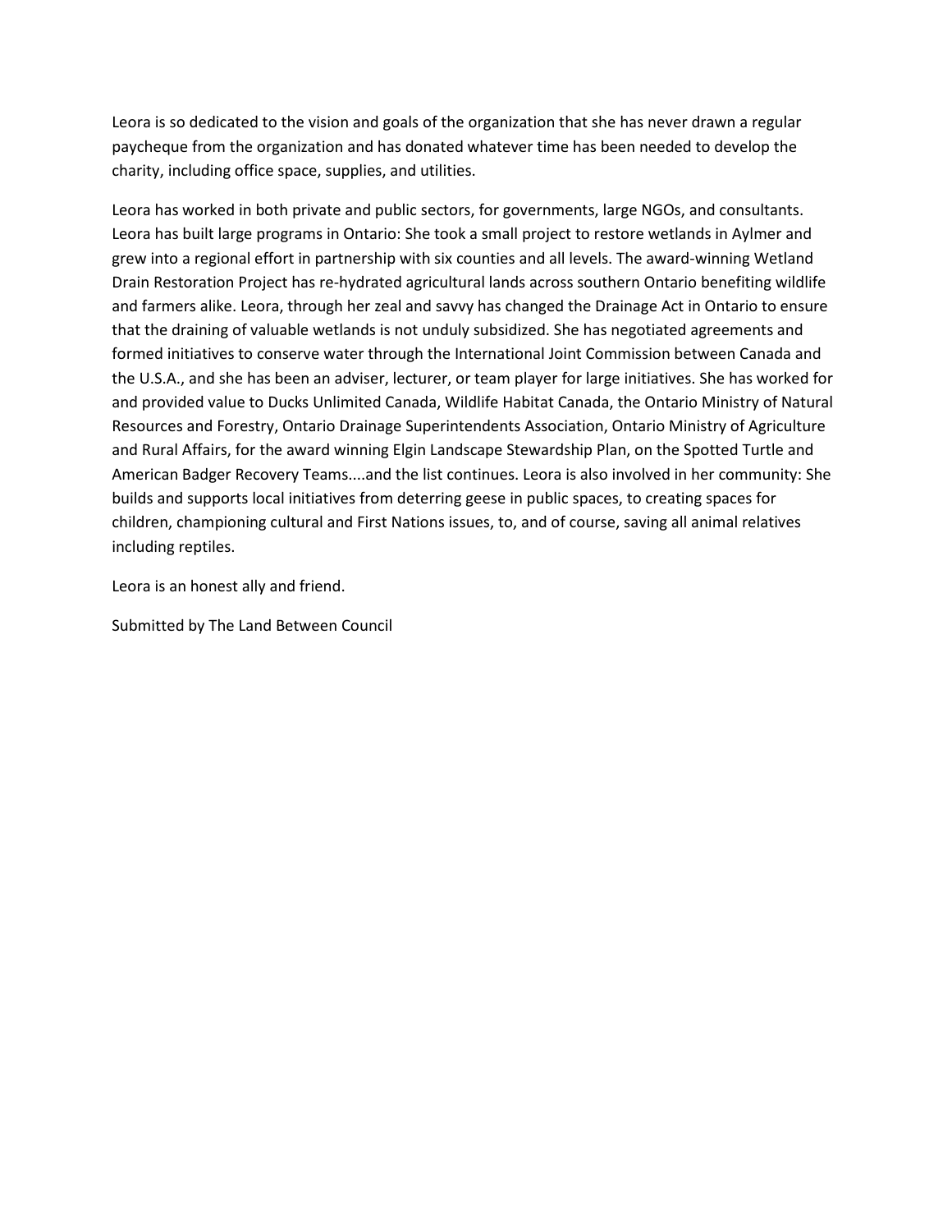Leora is so dedicated to the vision and goals of the organization that she has never drawn a regular paycheque from the organization and has donated whatever time has been needed to develop the charity, including office space, supplies, and utilities.

Leora has worked in both private and public sectors, for governments, large NGOs, and consultants. Leora has built large programs in Ontario: She took a small project to restore wetlands in Aylmer and grew into a regional effort in partnership with six counties and all levels. The award-winning Wetland Drain Restoration Project has re-hydrated agricultural lands across southern Ontario benefiting wildlife and farmers alike. Leora, through her zeal and savvy has changed the Drainage Act in Ontario to ensure that the draining of valuable wetlands is not unduly subsidized. She has negotiated agreements and formed initiatives to conserve water through the International Joint Commission between Canada and the U.S.A., and she has been an adviser, lecturer, or team player for large initiatives. She has worked for and provided value to Ducks Unlimited Canada, Wildlife Habitat Canada, the Ontario Ministry of Natural Resources and Forestry, Ontario Drainage Superintendents Association, Ontario Ministry of Agriculture and Rural Affairs, for the award winning Elgin Landscape Stewardship Plan, on the Spotted Turtle and American Badger Recovery Teams....and the list continues. Leora is also involved in her community: She builds and supports local initiatives from deterring geese in public spaces, to creating spaces for children, championing cultural and First Nations issues, to, and of course, saving all animal relatives including reptiles.

Leora is an honest ally and friend.

Submitted by The Land Between Council